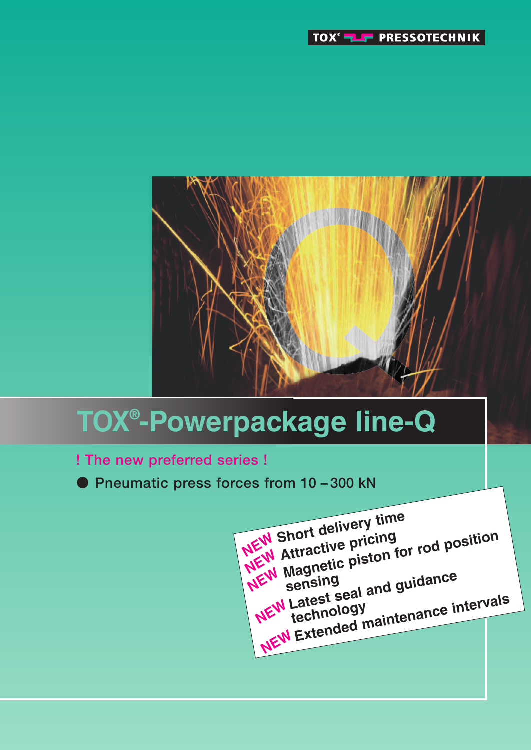TOX® PRESSOTECHNIK

# TOX®-Powerpackage line-Q

**! The new preferred series !**

- Pneumatic press forces from 10 – 300 kN

**NEW** Short delivery time
**NEW** Attractive pricing
**NEW** Magnetic piston for rod position sensing
**NEW** Latest seal and guidance technology
**NEW** Extended maintenance intervals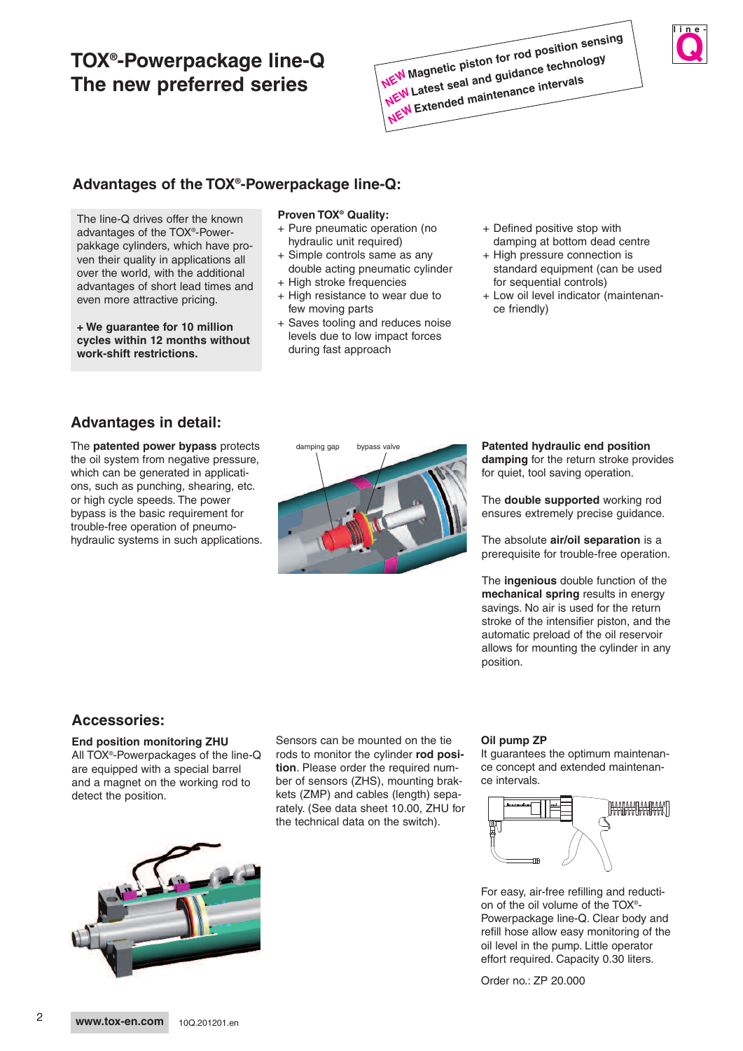# TOX®-Powerpackage line-Q
# The new preferred series

**NEW** Magnetic piston for rod position sensing
**NEW** Latest seal and guidance technology
**NEW** Extended maintenance intervals

## Advantages of the TOX®-Powerpackage line-Q:

The line-Q drives offer the known advantages of the TOX®-Powerpakkage cylinders, which have proven their quality in applications all over the world, with the additional advantages of short lead times and even more attractive pricing.

**+ We guarantee for 10 million cycles within 12 months without work-shift restrictions.**

**Proven TOX® Quality:**

+ Pure pneumatic operation (no hydraulic unit required)
+ Simple controls same as any double acting pneumatic cylinder
+ High stroke frequencies
+ High resistance to wear due to few moving parts
+ Saves tooling and reduces noise levels due to low impact forces during fast approach
+ Defined positive stop with damping at bottom dead centre
+ High pressure connection is standard equipment (can be used for sequential controls)
+ Low oil level indicator (maintenance friendly)

## Advantages in detail:

The **patented power bypass** protects the oil system from negative pressure, which can be generated in applications, such as punching, shearing, etc. or high cycle speeds. The power bypass is the basic requirement for trouble-free operation of pneumo-hydraulic systems in such applications.

damping gap   bypass valve

**Patented hydraulic end position damping** for the return stroke provides for quiet, tool saving operation.

The **double supported** working rod ensures extremely precise guidance.

The absolute **air/oil separation** is a prerequisite for trouble-free operation.

The **ingenious** double function of the **mechanical spring** results in energy savings. No air is used for the return stroke of the intensifier piston, and the automatic preload of the oil reservoir allows for mounting the cylinder in any position.

## Accessories:

**End position monitoring ZHU**
All TOX®-Powerpackages of the line-Q are equipped with a special barrel and a magnet on the working rod to detect the position.

Sensors can be mounted on the tie rods to monitor the cylinder **rod position**. Please order the required number of sensors (ZHS), mounting brackets (ZMP) and cables (length) separately. (See data sheet 10.00, ZHU for the technical data on the switch).

**Oil pump ZP**
It guarantees the optimum maintenance concept and extended maintenance intervals.

For easy, air-free refilling and reduction of the oil volume of the TOX®-Powerpackage line-Q. Clear body and refill hose allow easy monitoring of the oil level in the pump. Little operator effort required. Capacity 0.30 liters.

Order no.: ZP 20.000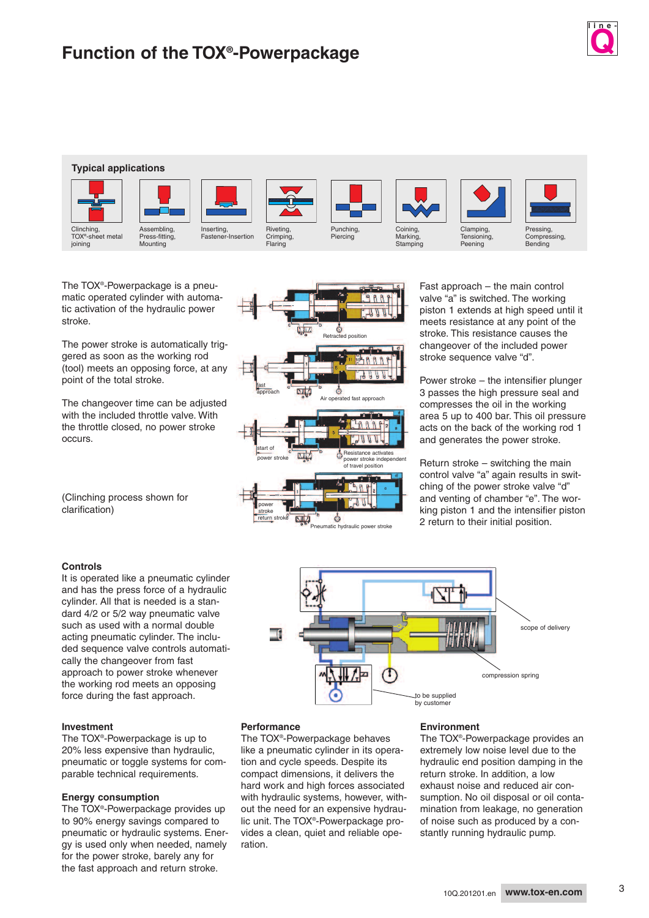# Function of the TOX®-Powerpackage

## Typical applications

Clinching, TOX®-sheet metal joining

Assembling, Press-fitting, Mounting

Inserting, Fastener-Insertion

Riveting, Crimping, Flaring

Punching, Piercing

Coining, Marking, Stamping

Clamping, Tensioning, Peening

Pressing, Compressing, Bending

The TOX®-Powerpackage is a pneumatic operated cylinder with automatic activation of the hydraulic power stroke.

The power stroke is automatically triggered as soon as the working rod (tool) meets an opposing force, at any point of the total stroke.

The changeover time can be adjusted with the included throttle valve. With the throttle closed, no power stroke occurs.

(Clinching process shown for clarification)

Retracted position

Air operated fast approach

Resistance activates power stroke independent of travel position

Pneumatic hydraulic power stroke

Fast approach – the main control valve "a" is switched. The working piston 1 extends at high speed until it meets resistance at any point of the stroke. This resistance causes the changeover of the included power stroke sequence valve "d".

Power stroke – the intensifier plunger 3 passes the high pressure seal and compresses the oil in the working area 5 up to 400 bar. This oil pressure acts on the back of the working rod 1 and generates the power stroke.

Return stroke – switching the main control valve "a" again results in switching of the power stroke valve "d" and venting of chamber "e". The working piston 1 and the intensifier piston 2 return to their initial position.

### Controls

It is operated like a pneumatic cylinder and has the press force of a hydraulic cylinder. All that is needed is a standard 4/2 or 5/2 way pneumatic valve such as used with a normal double acting pneumatic cylinder. The included sequence valve controls automatically the changeover from fast approach to power stroke whenever the working rod meets an opposing force during the fast approach.

scope of delivery

compression spring

to be supplied by customer

### Investment

The TOX®-Powerpackage is up to 20% less expensive than hydraulic, pneumatic or toggle systems for comparable technical requirements.

### Energy consumption

The TOX®-Powerpackage provides up to 90% energy savings compared to pneumatic or hydraulic systems. Energy is used only when needed, namely for the power stroke, barely any for the fast approach and return stroke.

### Performance

The TOX®-Powerpackage behaves like a pneumatic cylinder in its operation and cycle speeds. Despite its compact dimensions, it delivers the hard work and high forces associated with hydraulic systems, however, without the need for an expensive hydraulic unit. The TOX®-Powerpackage provides a clean, quiet and reliable operation.

### Environment

The TOX®-Powerpackage provides an extremely low noise level due to the hydraulic end position damping in the return stroke. In addition, a low exhaust noise and reduced air consumption. No oil disposal or oil contamination from leakage, no generation of noise such as produced by a constantly running hydraulic pump.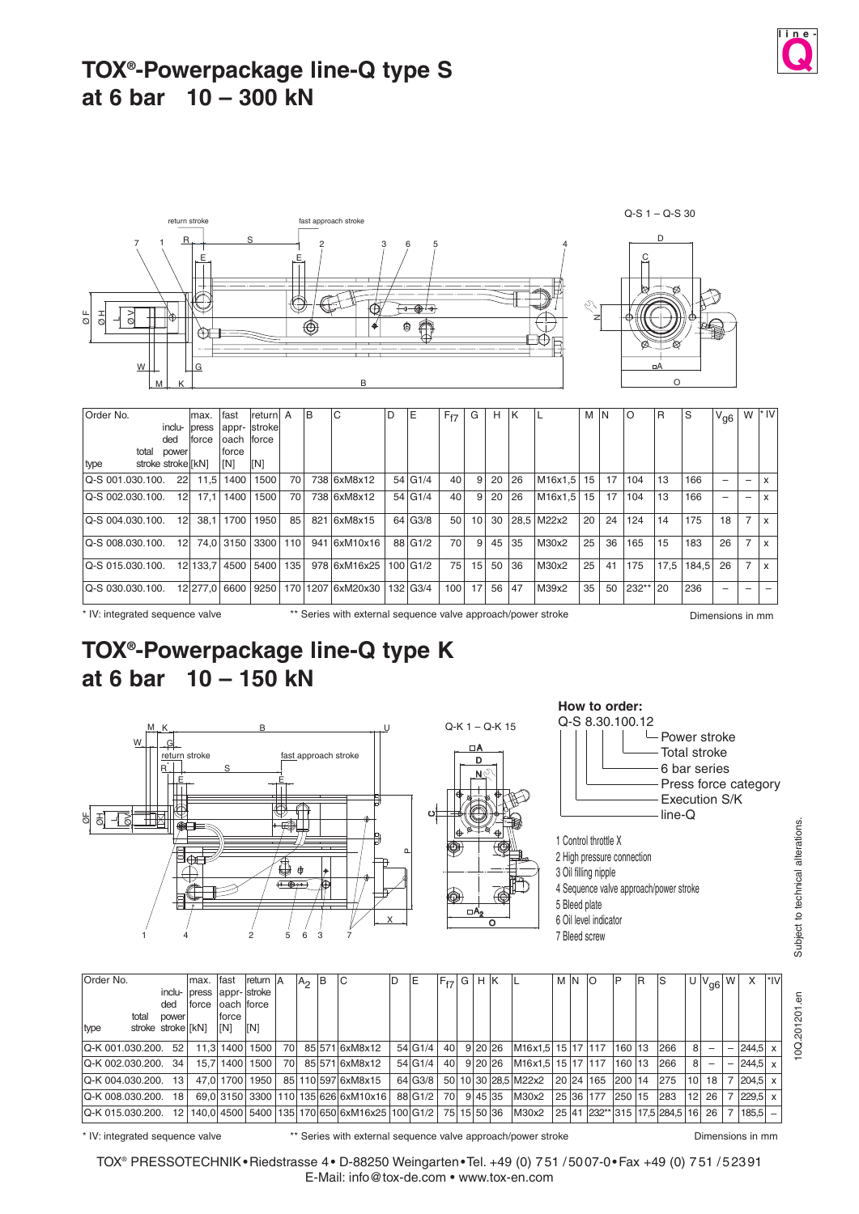# TOX®-Powerpackage line-Q type S at 6 bar 10 – 300 kN

Q-S 1 – Q-S 30

return stroke

fast approach stroke

| Order No. type | total stroke | included power stroke | max. press force [kN] | fast approach force [N] | return stroke force [N] | A | B | C | D | E | $F_{f7}$ | G | H | K | L | M | N | O | R | S | $V_{g6}$ | W | * IV |
|---|---|---|---|---|---|---|---|---|---|---|---|---|---|---|---|---|---|---|---|---|---|---|---|
| Q-S 001.030.100. | | 22 | 11,5 | 1400 | 1500 | 70 | 738 | 6xM8x12 | 54 | G1/4 | 40 | 9 | 20 | 26 | M16x1,5 | 15 | 17 | 104 | 13 | 166 | – | – | x |
| Q-S 002.030.100. | | 12 | 17,1 | 1400 | 1500 | 70 | 738 | 6xM8x12 | 54 | G1/4 | 40 | 9 | 20 | 26 | M16x1,5 | 15 | 17 | 104 | 13 | 166 | – | – | x |
| Q-S 004.030.100. | | 12 | 38,1 | 1700 | 1950 | 85 | 821 | 6xM8x15 | 64 | G3/8 | 50 | 10 | 30 | 28,5 | M22x2 | 20 | 24 | 124 | 14 | 175 | 18 | 7 | x |
| Q-S 008.030.100. | | 12 | 74,0 | 3150 | 3300 | 110 | 941 | 6xM10x16 | 88 | G1/2 | 70 | 9 | 45 | 35 | M30x2 | 25 | 36 | 165 | 15 | 183 | 26 | 7 | x |
| Q-S 015.030.100. | | 12 | 133,7 | 4500 | 5400 | 135 | 978 | 6xM16x25 | 100 | G1/2 | 75 | 15 | 50 | 36 | M30x2 | 25 | 41 | 175 | 17,5 | 184,5 | 26 | 7 | x |
| Q-S 030.030.100. | | 12 | 277,0 | 6600 | 9250 | 170 | 1207 | 6xM20x30 | 132 | G3/4 | 100 | 17 | 56 | 47 | M39x2 | 35 | 50 | 232** | 20 | 236 | – | – | – |

\* IV: integrated sequence valve

** Series with external sequence valve approach/power stroke

Dimensions in mm

# TOX®-Powerpackage line-Q type K at 6 bar 10 – 150 kN

Q-K 1 – Q-K 15

return stroke

fast approach stroke

**How to order:**

Q-S 8.30.100.12

- Power stroke
- Total stroke
- 6 bar series
- Press force category
- Execution S/K
- line-Q

1 Control throttle X
2 High pressure connection
3 Oil filling nipple
4 Sequence valve approach/power stroke
5 Bleed plate
6 Oil level indicator
7 Bleed screw

| Order No. type | total stroke | included power stroke | max. press force [kN] | fast approach force [N] | return stroke force [N] | A | $A_2$ | B | C | D | E | $F_{f7}$ | G | H | K | L | M | N | O | P | R | S | U | $V_{g6}$ | W | X | *IV |
|---|---|---|---|---|---|---|---|---|---|---|---|---|---|---|---|---|---|---|---|---|---|---|---|---|---|---|---|
| Q-K 001.030.200. | | 52 | 11,3 | 1400 | 1500 | 70 | 85 | 571 | 6xM8x12 | 54 | G1/4 | 40 | 9 | 20 | 26 | M16x1,5 | 15 | 17 | 117 | 160 | 13 | 266 | 8 | – | – | 244,5 | x |
| Q-K 002.030.200. | | 34 | 15,7 | 1400 | 1500 | 70 | 85 | 571 | 6xM8x12 | 54 | G1/4 | 40 | 9 | 20 | 26 | M16x1,5 | 15 | 17 | 117 | 160 | 13 | 266 | 8 | – | – | 244,5 | x |
| Q-K 004.030.200. | | 13 | 47,0 | 1700 | 1950 | 85 | 110 | 597 | 6xM8x15 | 64 | G3/8 | 50 | 10 | 30 | 28,5 | M22x2 | 20 | 24 | 165 | 200 | 14 | 275 | 10 | 18 | 7 | 204,5 | x |
| Q-K 008.030.200. | | 18 | 69,0 | 3150 | 3300 | 110 | 135 | 626 | 6xM10x16 | 88 | G1/2 | 70 | 9 | 45 | 35 | M30x2 | 25 | 36 | 177 | 250 | 15 | 283 | 12 | 26 | 7 | 229,5 | x |
| Q-K 015.030.200. | | 12 | 140,0 | 4500 | 5400 | 135 | 170 | 650 | 6xM16x25 | 100 | G1/2 | 75 | 15 | 50 | 36 | M30x2 | 25 | 41 | 232** | 315 | 17,5 | 284,5 | 16 | 26 | 7 | 185,5 | – |

\* IV: integrated sequence valve

** Series with external sequence valve approach/power stroke

Dimensions in mm

Subject to technical alterations.

10Q.201201.en

TOX® PRESSOTECHNIK • Riedstrasse 4 • D-88250 Weingarten • Tel. +49 (0) 751 / 5007-0 • Fax +49 (0) 751 / 52391
E-Mail: info@tox-de.com • www.tox-en.com